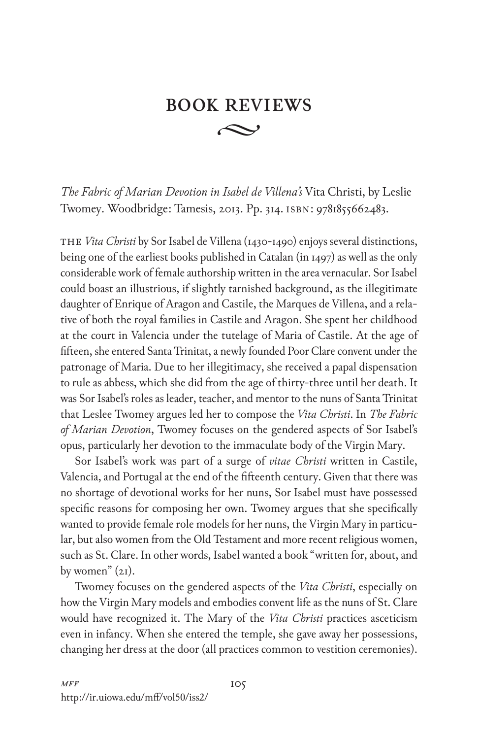# BOOK REVIEWS

*The Fabric of Marian Devotion in Isabel de Villena's* Vita Christi, by Leslie Twomey. Woodbridge: Tamesis, 2013. Pp. 314. ISBN: 9781855662483.

THE *Vita Christi* by Sor Isabel de Villena (1430-1490) enjoys several distinctions, being one of the earliest books published in Catalan (in 1497) as well as the only considerable work of female authorship written in the area vernacular. Sor Isabel could boast an illustrious, if slightly tarnished background, as the illegitimate daughter of Enrique of Aragon and Castile, the Marques de Villena, and a relative of both the royal families in Castile and Aragon. She spent her childhood at the court in Valencia under the tutelage of Maria of Castile. At the age of fifteen, she entered Santa Trinitat, a newly founded Poor Clare convent under the patronage of Maria. Due to her illegitimacy, she received a papal dispensation to rule as abbess, which she did from the age of thirty-three until her death. It was Sor Isabel's roles as leader, teacher, and mentor to the nuns of Santa Trinitat that Leslee Twomey argues led her to compose the *Vita Christi*. In *The Fabric of Marian Devotion*, Twomey focuses on the gendered aspects of Sor Isabel's opus, particularly her devotion to the immaculate body of the Virgin Mary.

Sor Isabel's work was part of a surge of *vitae Christi* written in Castile, Valencia, and Portugal at the end of the fifteenth century. Given that there was no shortage of devotional works for her nuns, Sor Isabel must have possessed specific reasons for composing her own. Twomey argues that she specifically wanted to provide female role models for her nuns, the Virgin Mary in particular, but also women from the Old Testament and more recent religious women, such as St. Clare. In other words, Isabel wanted a book "written for, about, and by women" (21).

Twomey focuses on the gendered aspects of the *Vita Christi*, especially on how the Virgin Mary models and embodies convent life as the nuns of St. Clare would have recognized it. The Mary of the *Vita Christi* practices asceticism even in infancy. When she entered the temple, she gave away her possessions, changing her dress at the door (all practices common to vestition ceremonies).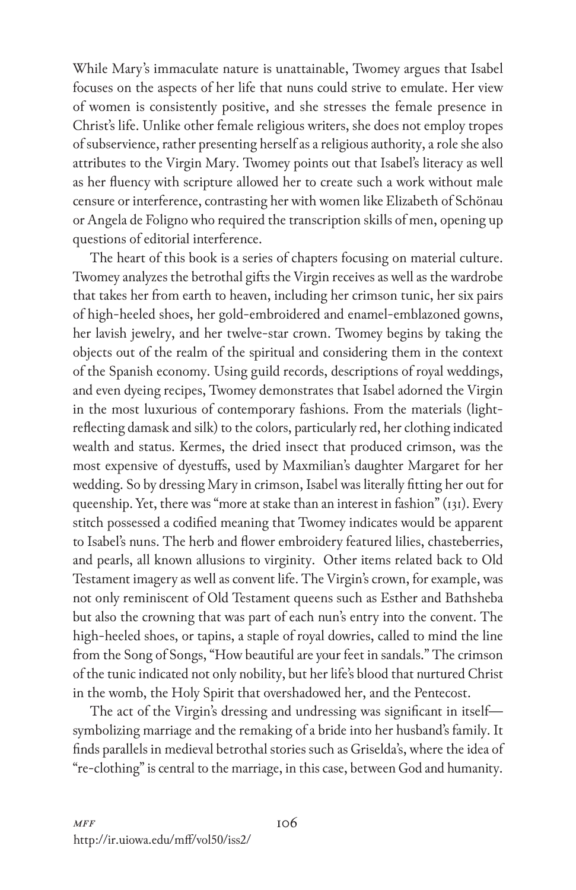While Mary's immaculate nature is unattainable, Twomey argues that Isabel focuses on the aspects of her life that nuns could strive to emulate. Her view of women is consistently positive, and she stresses the female presence in Christ's life. Unlike other female religious writers, she does not employ tropes of subservience, rather presenting herself as a religious authority, a role she also attributes to the Virgin Mary. Twomey points out that Isabel's literacy as well as her fluency with scripture allowed her to create such a work without male censure or interference, contrasting her with women like Elizabeth of Schönau or Angela de Foligno who required the transcription skills of men, opening up questions of editorial interference.

The heart of this book is a series of chapters focusing on material culture. Twomey analyzes the betrothal gifts the Virgin receives as well as the wardrobe that takes her from earth to heaven, including her crimson tunic, her six pairs of high-heeled shoes, her gold-embroidered and enamel-emblazoned gowns, her lavish jewelry, and her twelve-star crown. Twomey begins by taking the objects out of the realm of the spiritual and considering them in the context of the Spanish economy. Using guild records, descriptions of royal weddings, and even dyeing recipes, Twomey demonstrates that Isabel adorned the Virgin in the most luxurious of contemporary fashions. From the materials (light-reflecting damask and silk) to the colors, particularly red, her clothing indicated wealth and status. Kermes, the dried insect that produced crimson, was the most expensive of dyestuffs, used by Maxmilian's daughter Margaret for her wedding. So by dressing Mary in crimson, Isabel was literally fitting her out for queenship. Yet, there was "more at stake than an interest in fashion" (131). Every stitch possessed a codified meaning that Twomey indicates would be apparent to Isabel's nuns. The herb and flower embroidery featured lilies, chasteberries, and pearls, all known allusions to virginity. Other items related back to Old Testament imagery as well as convent life. The Virgin's crown, for example, was not only reminiscent of Old Testament queens such as Esther and Bathsheba but also the crowning that was part of each nun's entry into the convent. The high-heeled shoes, or tapins, a staple of royal dowries, called to mind the line from the Song of Songs, "How beautiful are your feet in sandals." The crimson of the tunic indicated not only nobility, but her life's blood that nurtured Christ in the womb, the Holy Spirit that overshadowed her, and the Pentecost.

The act of the Virgin's dressing and undressing was significant in itself—symbolizing marriage and the remaking of a bride into her husband's family. It finds parallels in medieval betrothal stories such as Griselda's, where the idea of "re-clothing" is central to the marriage, in this case, between God and humanity.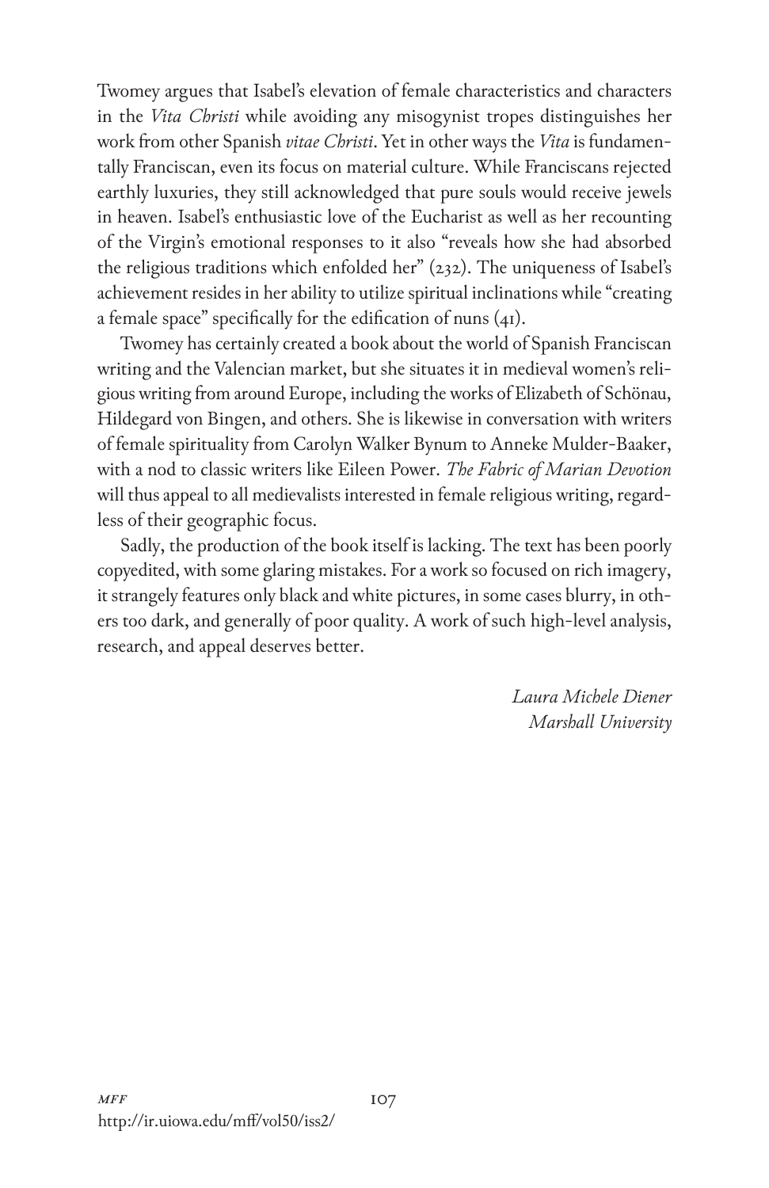Twomey argues that Isabel's elevation of female characteristics and characters in the *Vita Christi* while avoiding any misogynist tropes distinguishes her work from other Spanish *vitae Christi*. Yet in other ways the *Vita* is fundamentally Franciscan, even its focus on material culture. While Franciscans rejected earthly luxuries, they still acknowledged that pure souls would receive jewels in heaven. Isabel's enthusiastic love of the Eucharist as well as her recounting of the Virgin's emotional responses to it also "reveals how she had absorbed the religious traditions which enfolded her" (232). The uniqueness of Isabel's achievement resides in her ability to utilize spiritual inclinations while "creating a female space" specifically for the edification of nuns (41).

Twomey has certainly created a book about the world of Spanish Franciscan writing and the Valencian market, but she situates it in medieval women's religious writing from around Europe, including the works of Elizabeth of Schönau, Hildegard von Bingen, and others. She is likewise in conversation with writers of female spirituality from Carolyn Walker Bynum to Anneke Mulder-Baaker, with a nod to classic writers like Eileen Power. *The Fabric of Marian Devotion* will thus appeal to all medievalists interested in female religious writing, regardless of their geographic focus.

Sadly, the production of the book itself is lacking. The text has been poorly copyedited, with some glaring mistakes. For a work so focused on rich imagery, it strangely features only black and white pictures, in some cases blurry, in others too dark, and generally of poor quality. A work of such high-level analysis, research, and appeal deserves better.

*Laura Michele Diener*
*Marshall University*